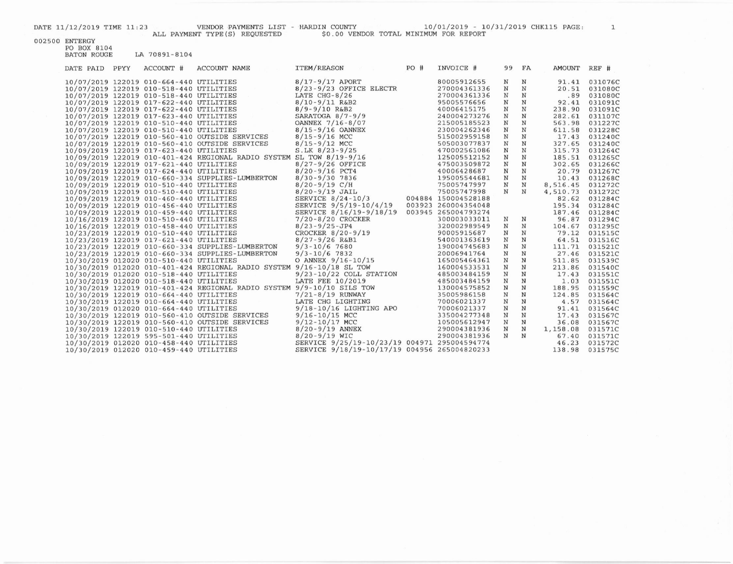DATE 11/12/2019 TIME 11:23 VENDOR PAYMENTS LIST - HARDIN COUNTY 10/01/2019 - 10/31/2019 CHK115

ALL PAYMENT TYPE(S) REQUESTED $0.00 VENDOR TOTAL MINIMUM FOR REPORT

002500 ENTERGY
PO BOX 8104
BATON ROUGE LA 70891-8104

| DATE PAID | PPYY | ACCOUNT # | ACCOUNT NAME | ITEM/REASON | PO # | INVOICE # | 99 | FA | AMOUNT | REF # |
|---|---|---|---|---|---|---|---|---|---|---|
| 10/07/2019 | 122019 | 010-664-440 | UTILITIES | 8/17-9/17 APORT | | 80005912655 | N | N | 91.41 | 031076C |
| 10/07/2019 | 122019 | 010-518-440 | UTILITIES | 8/23-9/23 OFFICE ELECTR | | 270004361336 | N | N | 20.51 | 031080C |
| 10/07/2019 | 122019 | 010-518-440 | UTILITIES | LATE CHG-8/26 | | 270004361336 | N | N | .89 | 031080C |
| 10/07/2019 | 122019 | 017-622-440 | UTILITIES | 8/10-9/11 R&B2 | | 95005576656 | N | N | 92.41 | 031091C |
| 10/07/2019 | 122019 | 017-622-440 | UTILITIES | 8/9-9/10 R&B2 | | 40006415175 | N | N | 238.90 | 031091C |
| 10/07/2019 | 122019 | 017-623-440 | UTILITIES | SARATOGA 8/7-9/9 | | 240004273276 | N | N | 282.61 | 031107C |
| 10/07/2019 | 122019 | 010-510-440 | UTILITIES | OANNEX 7/16-8/07 | | 215005185523 | N | N | 563.98 | 031227C |
| 10/07/2019 | 122019 | 010-510-440 | UTILITIES | 8/15-9/16 OANNEX | | 230004262346 | N | N | 611.58 | 031228C |
| 10/07/2019 | 122019 | 010-560-410 | OUTSIDE SERVICES | 8/15-9/16 MCC | | 515002959158 | N | N | 17.43 | 031240C |
| 10/07/2019 | 122019 | 010-560-410 | OUTSIDE SERVICES | 8/15-9/12 MCC | | 505003077837 | N | N | 327.65 | 031240C |
| 10/09/2019 | 122019 | 017-623-440 | UTILITIES | S.LK 8/23-9/25 | | 470002561086 | N | N | 315.73 | 031264C |
| 10/09/2019 | 122019 | 010-401-424 | REGIONAL RADIO SYSTEM | SL TOW 8/19-9/16 | | 125005512152 | N | N | 185.51 | 031265C |
| 10/09/2019 | 122019 | 017-621-440 | UTILITIES | 8/27-9/26 OFFICE | | 475003509872 | N | N | 302.65 | 031266C |
| 10/09/2019 | 122019 | 017-624-440 | UTILITIES | 8/20-9/16 PCT4 | | 40006428687 | N | N | 20.79 | 031267C |
| 10/09/2019 | 122019 | 010-660-334 | SUPPLIES-LUMBERTON | 8/30-9/30 7836 | | 195005544681 | N | N | 10.43 | 031268C |
| 10/09/2019 | 122019 | 010-510-440 | UTILITIES | 8/20-9/19 C/H | | 75005747997 | N | N | 8,516.45 | 031272C |
| 10/09/2019 | 122019 | 010-510-440 | UTILITIES | 8/20-9/19 JAIL | | 75005747998 | N | N | 4,510.73 | 031272C |
| 10/09/2019 | 122019 | 010-460-440 | UTILITIES | SERVICE 8/24-10/3 | 004884 | 150004528188 | | | 82.62 | 031284C |
| 10/09/2019 | 122019 | 010-456-440 | UTILITIES | SERVICE 9/5/19-10/4/19 | 003923 | 260004354048 | | | 195.34 | 031284C |
| 10/09/2019 | 122019 | 010-459-440 | UTILITIES | SERVICE 8/16/19-9/18/19 | 003945 | 265004793274 | | | 187.46 | 031284C |
| 10/16/2019 | 122019 | 010-510-440 | UTILITIES | 7/20-8/20 CROCKER | | 300003033011 | N | N | 96.87 | 031294C |
| 10/16/2019 | 122019 | 010-458-440 | UTILITIES | 8/23-9/25-JP4 | | 320002989549 | N | N | 104.67 | 031295C |
| 10/23/2019 | 122019 | 010-510-440 | UTILITIES | CROCKER 8/20-9/19 | | 90005915687 | N | N | 79.12 | 031515C |
| 10/23/2019 | 122019 | 017-621-440 | UTILITIES | 8/27-9/26 R&B1 | | 540001363619 | N | N | 64.51 | 031516C |
| 10/23/2019 | 122019 | 010-660-334 | SUPPLIES-LUMBERTON | 9/3-10/6 7680 | | 190004745683 | N | N | 111.71 | 031521C |
| 10/23/2019 | 122019 | 010-660-334 | SUPPLIES-LUMBERTON | 9/3-10/6 7832 | | 20006941764 | N | N | 27.46 | 031521C |
| 10/30/2019 | 012020 | 010-510-440 | UTILITIES | O ANNEX 9/16-10/15 | | 165005464361 | N | N | 511.85 | 031539C |
| 10/30/2019 | 012020 | 010-401-424 | REGIONAL RADIO SYSTEM | 9/16-10/18 SL TOW | | 160004533531 | N | N | 213.86 | 031540C |
| 10/30/2019 | 012020 | 010-518-440 | UTILITIES | 9/23-10/22 COLL STATION | | 485003484159 | N | N | 17.43 | 031551C |
| 10/30/2019 | 012020 | 010-518-440 | UTILITIES | LATE FEE 10/2019 | | 485003484159 | N | N | 1.03 | 031551C |
| 10/30/2019 | 122019 | 010-401-424 | REGIONAL RADIO SYSTEM | 9/9-10/10 SILS TOW | | 130004575852 | N | N | 188.95 | 031559C |
| 10/30/2019 | 122019 | 010-664-440 | UTILITIES | 7/21-8/19 RUNWAY | | 35005986158 | N | N | 124.85 | 031564C |
| 10/30/2019 | 122019 | 010-664-440 | UTILITIES | LATE CHG LIGHTING | | 70006021337 | N | N | 4.57 | 031564C |
| 10/30/2019 | 012020 | 010-664-440 | UTILITIES | 9/18-10/16 LIGHTING APO | | 70006021337 | N | N | 91.41 | 031564C |
| 10/30/2019 | 122019 | 010-560-410 | OUTSIDE SERVICES | 9/16-10/15 MCC | | 335004277348 | N | N | 17.43 | 031567C |
| 10/30/2019 | 122019 | 010-560-410 | OUTSIDE SERVICES | 9/12-10/17 MCC | | 105005612947 | N | N | 36.08 | 031567C |
| 10/30/2019 | 122019 | 010-510-440 | UTILITIES | 8/20-9/19 ANNEX | | 290004381936 | N | N | 1,158.08 | 031571C |
| 10/30/2019 | 122019 | 595-501-440 | UTILITIES | 8/20-9/19 WIC | | 290004381936 | N | N | 67.40 | 031571C |
| 10/30/2019 | 012020 | 010-458-440 | UTILITIES | SERVICE 9/25/19-10/23/19 | 004971 | 295004594774 | | | 46.23 | 031572C |
| 10/30/2019 | 012020 | 010-459-440 | UTILITIES | SERVICE 9/18/19-10/17/19 | 004956 | 265004820233 | | | 138.98 | 031575C |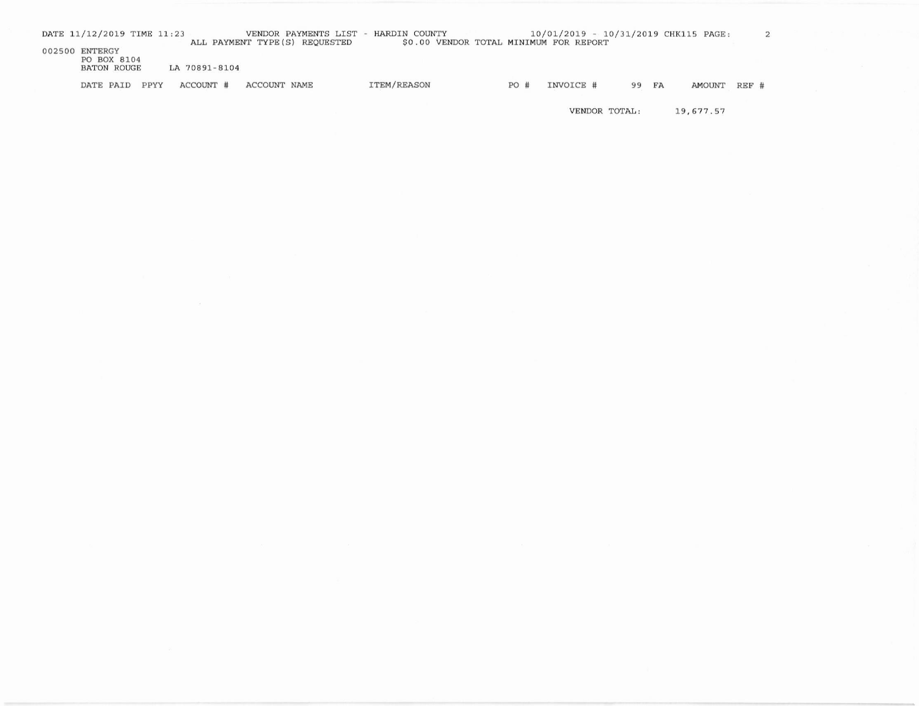002500 ENTERGY
PO BOX 8104
BATON ROUGE LA 70891-8104

| DATE PAID | PPYY | ACCOUNT # | ACCOUNT NAME | ITEM/REASON | PO # | INVOICE # | 99 | FA | AMOUNT | REF # |
|---|---|---|---|---|---|---|---|---|---|---|
| | | | | | | VENDOR TOTAL: | | | 19,677.57 | |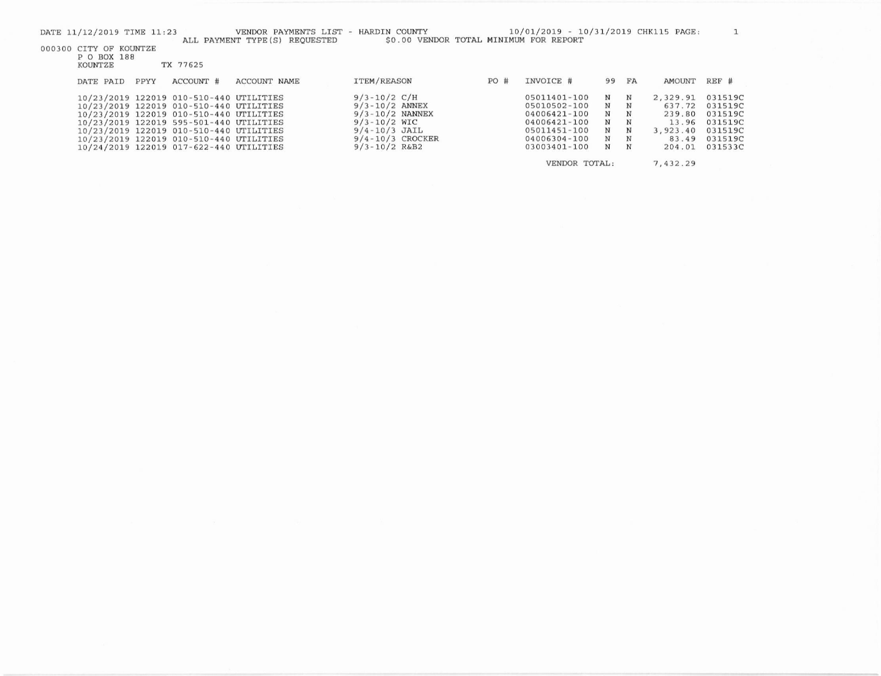DATE 11/12/2019 TIME 11:23 VENDOR PAYMENTS LIST - HARDIN COUNTY 10/01/2019 - 10/31/2019 CHK115 PAGE: 1

ALL PAYMENT TYPE(S) REQUESTED $0.00 VENDOR TOTAL MINIMUM FOR REPORT

000300 CITY OF KOUNTZE
P O BOX 188
KOUNTZE TX 77625

| DATE PAID | PPYY | ACCOUNT # | ACCOUNT NAME | ITEM/REASON | PO # | INVOICE # | 99 | FA | AMOUNT | REF # |
|---|---|---|---|---|---|---|---|---|---|---|
| 10/23/2019 | 122019 | 010-510-440 | UTILITIES | 9/3-10/2 C/H | | 05011401-100 | N | N | 2,329.91 | 031519C |
| 10/23/2019 | 122019 | 010-510-440 | UTILITIES | 9/3-10/2 ANNEX | | 05010502-100 | N | N | 637.72 | 031519C |
| 10/23/2019 | 122019 | 010-510-440 | UTILITIES | 9/3-10/2 NANNEX | | 04006421-100 | N | N | 239.80 | 031519C |
| 10/23/2019 | 122019 | 595-501-440 | UTILITIES | 9/3-10/2 WIC | | 04006421-100 | N | N | 13.96 | 031519C |
| 10/23/2019 | 122019 | 010-510-440 | UTILITIES | 9/4-10/3 JAIL | | 05011451-100 | N | N | 3,923.40 | 031519C |
| 10/23/2019 | 122019 | 010-510-440 | UTILITIES | 9/4-10/3 CROCKER | | 04006304-100 | N | N | 83.49 | 031519C |
| 10/24/2019 | 122019 | 017-622-440 | UTILITIES | 9/3-10/2 R&B2 | | 03003401-100 | N | N | 204.01 | 031533C |
| | | | | | | VENDOR TOTAL: | | | 7,432.29 | |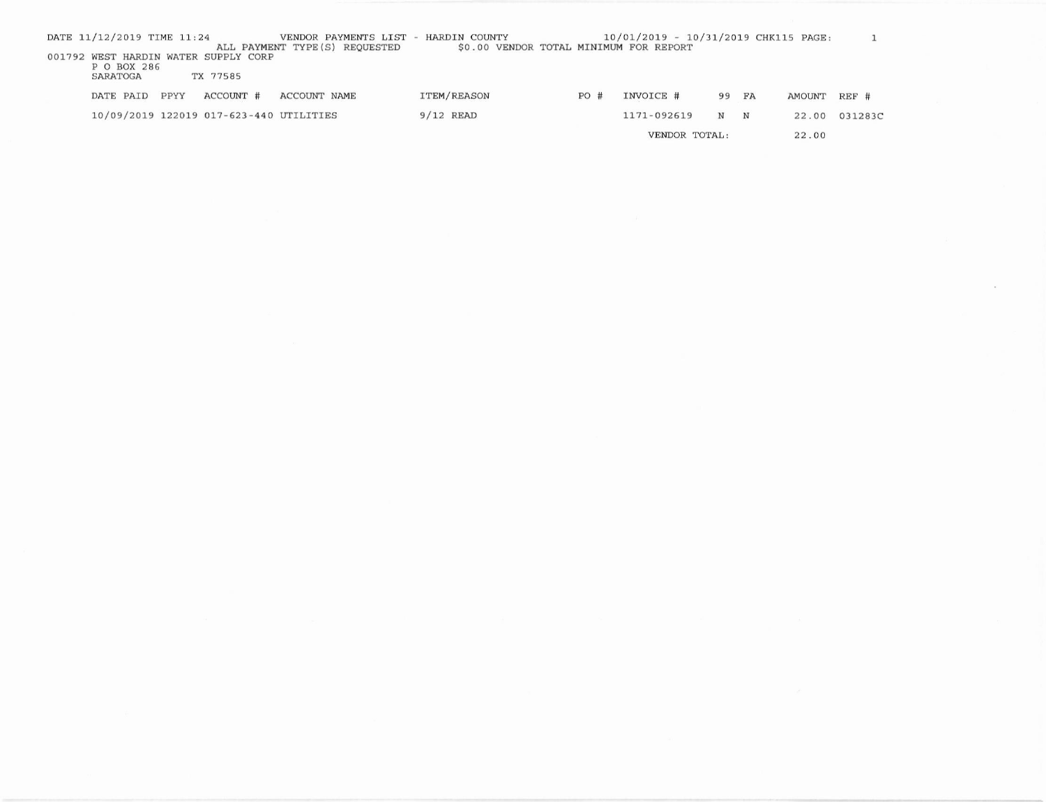DATE 11/12/2019 TIME 11:24 VENDOR PAYMENTS LIST - HARDIN COUNTY 10/01/2019 - 10/31/2019 CHK115 PAGE: 1

ALL PAYMENT TYPE(S) REQUESTED $0.00 VENDOR TOTAL MINIMUM FOR REPORT

001792 WEST HARDIN WATER SUPPLY CORP
P O BOX 286
SARATOGA TX 77585

| DATE PAID | PPYY | ACCOUNT # | ACCOUNT NAME | ITEM/REASON | PO # | INVOICE # | 99 | FA | AMOUNT | REF # |
|---|---|---|---|---|---|---|---|---|---|---|
| 10/09/2019 | 122019 | 017-623-440 | UTILITIES | 9/12 READ | | 1171-092619 | N | N | 22.00 | 031283C |
| | | | | | | VENDOR TOTAL: | | | 22.00 | |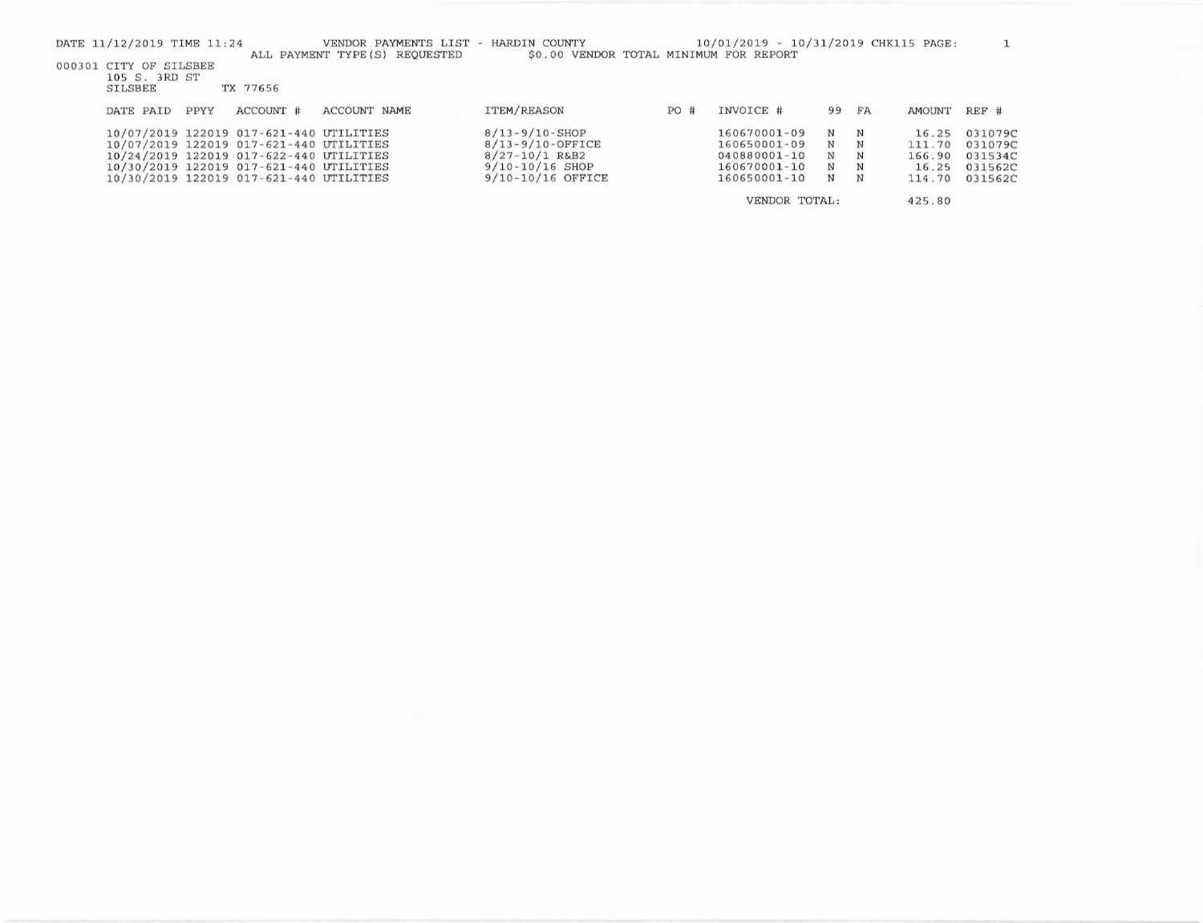DATE 11/12/2019 TIME 11:24 VENDOR PAYMENTS LIST - HARDIN COUNTY 10/01/2019 - 10/31/2019 CHK115

ALL PAYMENT TYPE(S) REQUESTED $0.00 VENDOR TOTAL MINIMUM FOR REPORT

000301 CITY OF SILSBEE
105 S. 3RD ST
SILSBEE TX 77656

| DATE PAID | PPYY | ACCOUNT # | ACCOUNT NAME | ITEM/REASON | PO # | INVOICE # | 99 | FA | AMOUNT | REF # |
|---|---|---|---|---|---|---|---|---|---|---|
| 10/07/2019 | 122019 | 017-621-440 | UTILITIES | 8/13-9/10-SHOP | | 160670001-09 | N | N | 16.25 | 031079C |
| 10/07/2019 | 122019 | 017-621-440 | UTILITIES | 8/13-9/10-OFFICE | | 160650001-09 | N | N | 111.70 | 031079C |
| 10/24/2019 | 122019 | 017-622-440 | UTILITIES | 8/27-10/1 R&B2 | | 040880001-10 | N | N | 166.90 | 031534C |
| 10/30/2019 | 122019 | 017-621-440 | UTILITIES | 9/10-10/16 SHOP | | 160670001-10 | N | N | 16.25 | 031562C |
| 10/30/2019 | 122019 | 017-621-440 | UTILITIES | 9/10-10/16 OFFICE | | 160650001-10 | N | N | 114.70 | 031562C |
| | | | | | | VENDOR TOTAL: | | | 425.80 | |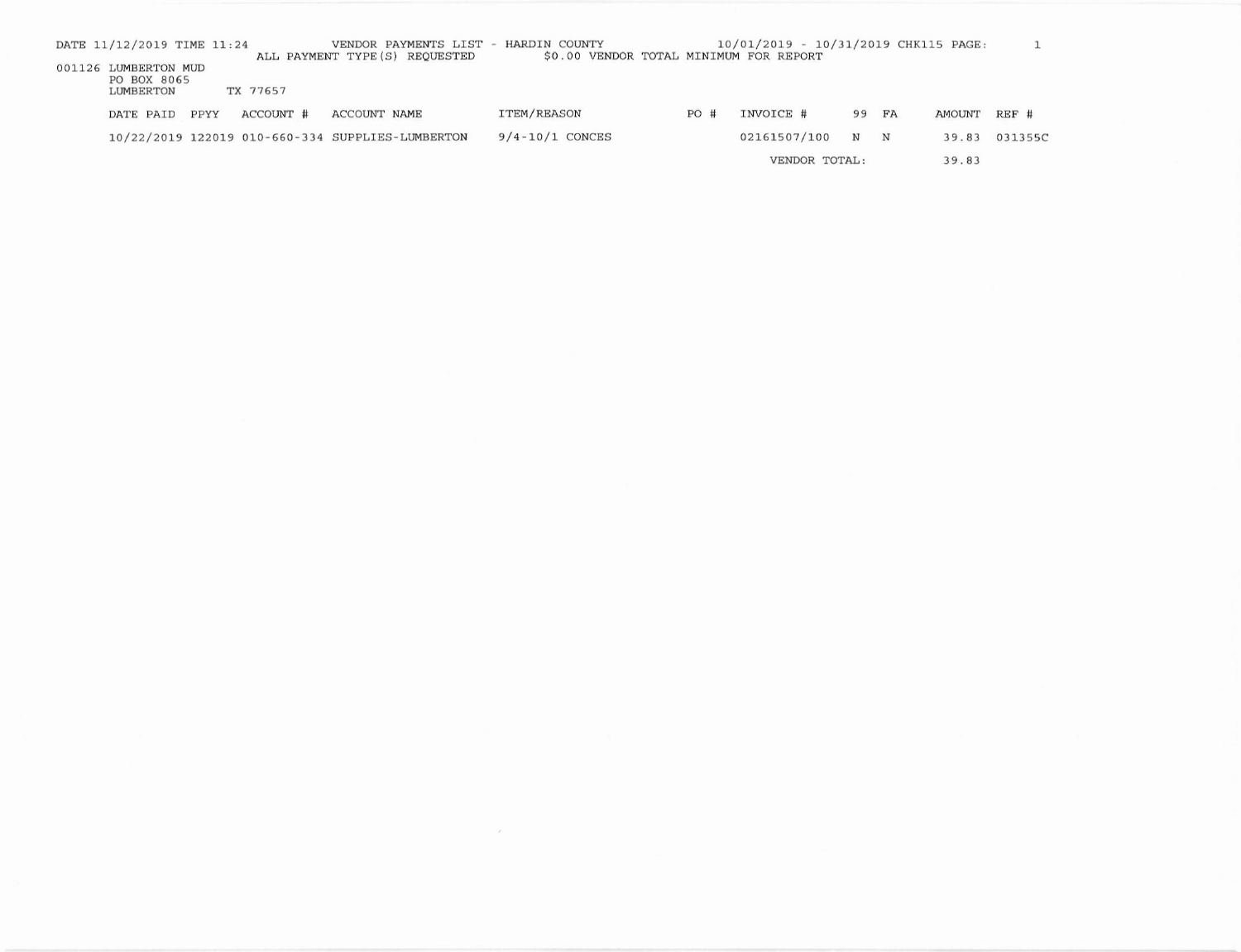DATE 11/12/2019 TIME 11:24 VENDOR PAYMENTS LIST - HARDIN COUNTY 10/01/2019 - 10/31/2019 CHK115 PAGE: 1

ALL PAYMENT TYPE(S) REQUESTED $0.00 VENDOR TOTAL MINIMUM FOR REPORT

001126 LUMBERTON MUD
PO BOX 8065
LUMBERTON TX 77657

| DATE PAID | PPYY | ACCOUNT # | ACCOUNT NAME | ITEM/REASON | PO # | INVOICE # | 99 | FA | AMOUNT | REF # |
|---|---|---|---|---|---|---|---|---|---|---|
| 10/22/2019 | 122019 | 010-660-334 | SUPPLIES-LUMBERTON | 9/4-10/1 CONCES | | 02161507/100 | N | N | 39.83 | 031355C |
| | | | | | | VENDOR TOTAL: | | | 39.83 | |